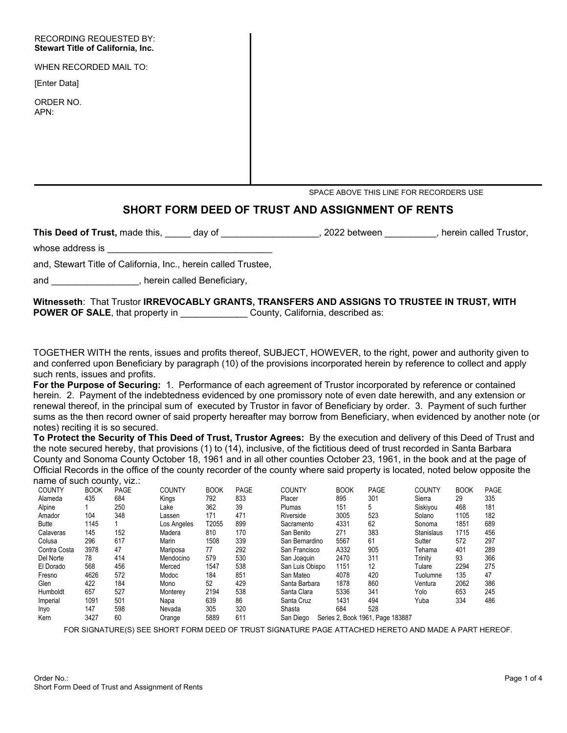RECORDING REQUESTED BY:
**Stewart Title of California, Inc.**

WHEN RECORDED MAIL TO:

[Enter Data]

ORDER NO.
APN:

SPACE ABOVE THIS LINE FOR RECORDERS USE

## SHORT FORM DEED OF TRUST AND ASSIGNMENT OF RENTS

**This Deed of Trust,** made this, _____ day of __________________, 2022 between __________, herein called Trustor,

whose address is ________________________________

and, Stewart Title of California, Inc., herein called Trustee,

and ________________, herein called Beneficiary,

**Witnesseth**: That Trustor **IRREVOCABLY GRANTS, TRANSFERS AND ASSIGNS TO TRUSTEE IN TRUST, WITH POWER OF SALE**, that property in ____________ County, California, described as:

TOGETHER WITH the rents, issues and profits thereof, SUBJECT, HOWEVER, to the right, power and authority given to and conferred upon Beneficiary by paragraph (10) of the provisions incorporated herein by reference to collect and apply such rents, issues and profits.

**For the Purpose of Securing:** 1. Performance of each agreement of Trustor incorporated by reference or contained herein. 2. Payment of the indebtedness evidenced by one promissory note of even date herewith, and any extension or renewal thereof, in the principal sum of executed by Trustor in favor of Beneficiary by order. 3. Payment of such further sums as the then record owner of said property hereafter may borrow from Beneficiary, when evidenced by another note (or notes) reciting it is so secured.

**To Protect the Security of This Deed of Trust, Trustor Agrees:** By the execution and delivery of this Deed of Trust and the note secured hereby, that provisions (1) to (14), inclusive, of the fictitious deed of trust recorded in Santa Barbara County and Sonoma County October 18, 1961 and in all other counties October 23, 1961, in the book and at the page of Official Records in the office of the county recorder of the county where said property is located, noted below opposite the name of such county, viz.:

| COUNTY | BOOK | PAGE | COUNTY | BOOK | PAGE | COUNTY | BOOK | PAGE | COUNTY | BOOK | PAGE |
|---|---|---|---|---|---|---|---|---|---|---|---|
| Alameda | 435 | 684 | Kings | 792 | 833 | Placer | 895 | 301 | Sierra | 29 | 335 |
| Alpine | 1 | 250 | Lake | 362 | 39 | Plumas | 151 | 5 | Siskiyou | 468 | 181 |
| Amador | 104 | 348 | Lassen | 171 | 471 | Riverside | 3005 | 523 | Solano | 1105 | 182 |
| Butte | 1145 | 1 | Los Angeles | T2055 | 899 | Sacramento | 4331 | 62 | Sonoma | 1851 | 689 |
| Calaveras | 145 | 152 | Madera | 810 | 170 | San Benito | 271 | 383 | Stanislaus | 1715 | 456 |
| Colusa | 296 | 617 | Marin | 1508 | 339 | San Bernardino | 5567 | 61 | Sutter | 572 | 297 |
| Contra Costa | 3978 | 47 | Mariposa | 77 | 292 | San Francisco | A332 | 905 | Tehama | 401 | 289 |
| Del Norte | 78 | 414 | Mendocino | 579 | 530 | San Joaquin | 2470 | 311 | Trinity | 93 | 366 |
| El Dorado | 568 | 456 | Merced | 1547 | 538 | San Luis Obispo | 1151 | 12 | Tulare | 2294 | 275 |
| Fresno | 4626 | 572 | Modoc | 184 | 851 | San Mateo | 4078 | 420 | Tuolumne | 135 | 47 |
| Glen | 422 | 184 | Mono | 52 | 429 | Santa Barbara | 1878 | 860 | Ventura | 2062 | 386 |
| Humboldt | 657 | 527 | Monterey | 2194 | 538 | Santa Clara | 5336 | 341 | Yolo | 653 | 245 |
| Imperial | 1091 | 501 | Napa | 639 | 86 | Santa Cruz | 1431 | 494 | Yuba | 334 | 486 |
| Inyo | 147 | 598 | Nevada | 305 | 320 | Shasta | 684 | 528 | | | |
| Kern | 3427 | 60 | Orange | 5889 | 611 | San Diego | Series 2, Book 1961, Page 183887 | | | | |

FOR SIGNATURE(S) SEE SHORT FORM DEED OF TRUST SIGNATURE PAGE ATTACHED HERETO AND MADE A PART HEREOF.

Order No.:
Short Form Deed of Trust and Assignment of Rents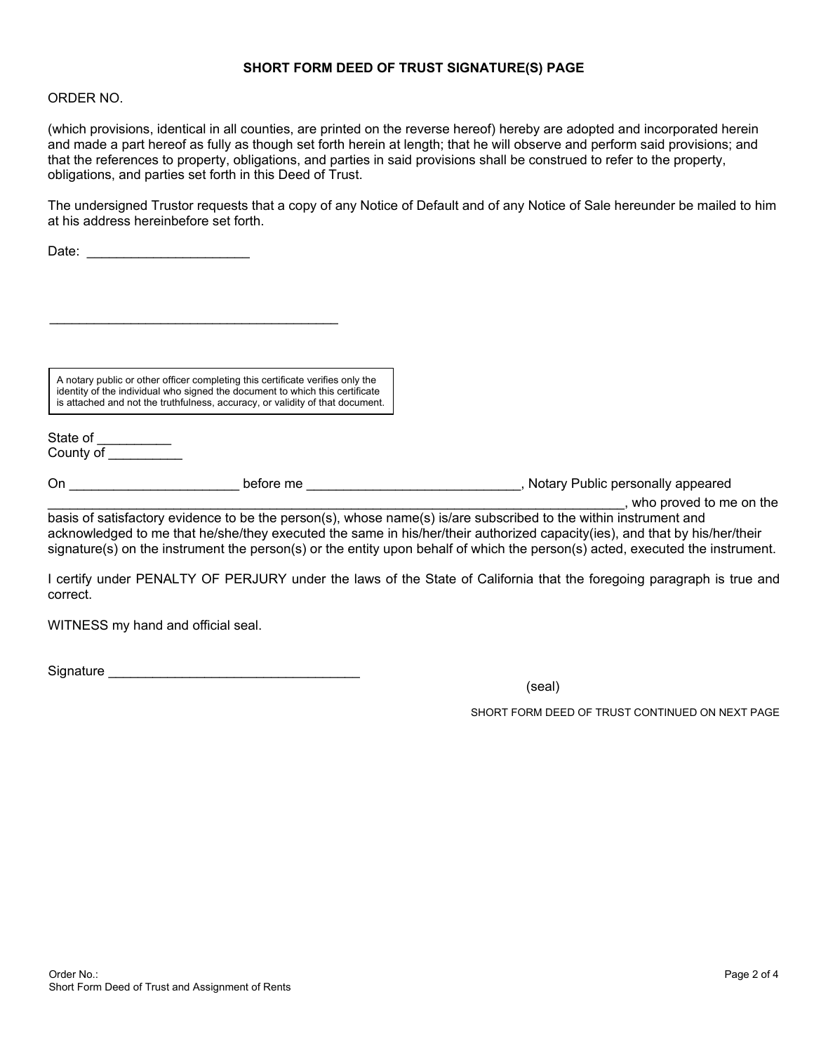**SHORT FORM DEED OF TRUST SIGNATURE(S) PAGE**

ORDER NO.

(which provisions, identical in all counties, are printed on the reverse hereof) hereby are adopted and incorporated herein and made a part hereof as fully as though set forth herein at length; that he will observe and perform said provisions; and that the references to property, obligations, and parties in said provisions shall be construed to refer to the property, obligations, and parties set forth in this Deed of Trust.

The undersigned Trustor requests that a copy of any Notice of Default and of any Notice of Sale hereunder be mailed to him at his address hereinbefore set forth.

Date: ______________________

________________________________________

| A notary public or other officer completing this certificate verifies only the identity of the individual who signed the document to which this certificate is attached and not the truthfulness, accuracy, or validity of that document. |
| --- |

State of __________
County of __________

On _______________________ before me _____________________________, Notary Public personally appeared ____________________________________________________________________________________, who proved to me on the basis of satisfactory evidence to be the person(s), whose name(s) is/are subscribed to the within instrument and acknowledged to me that he/she/they executed the same in his/her/their authorized capacity(ies), and that by his/her/their signature(s) on the instrument the person(s) or the entity upon behalf of which the person(s) acted, executed the instrument.

I certify under PENALTY OF PERJURY under the laws of the State of California that the foregoing paragraph is true and correct.

WITNESS my hand and official seal.

Signature ___________________________________

(seal)

SHORT FORM DEED OF TRUST CONTINUED ON NEXT PAGE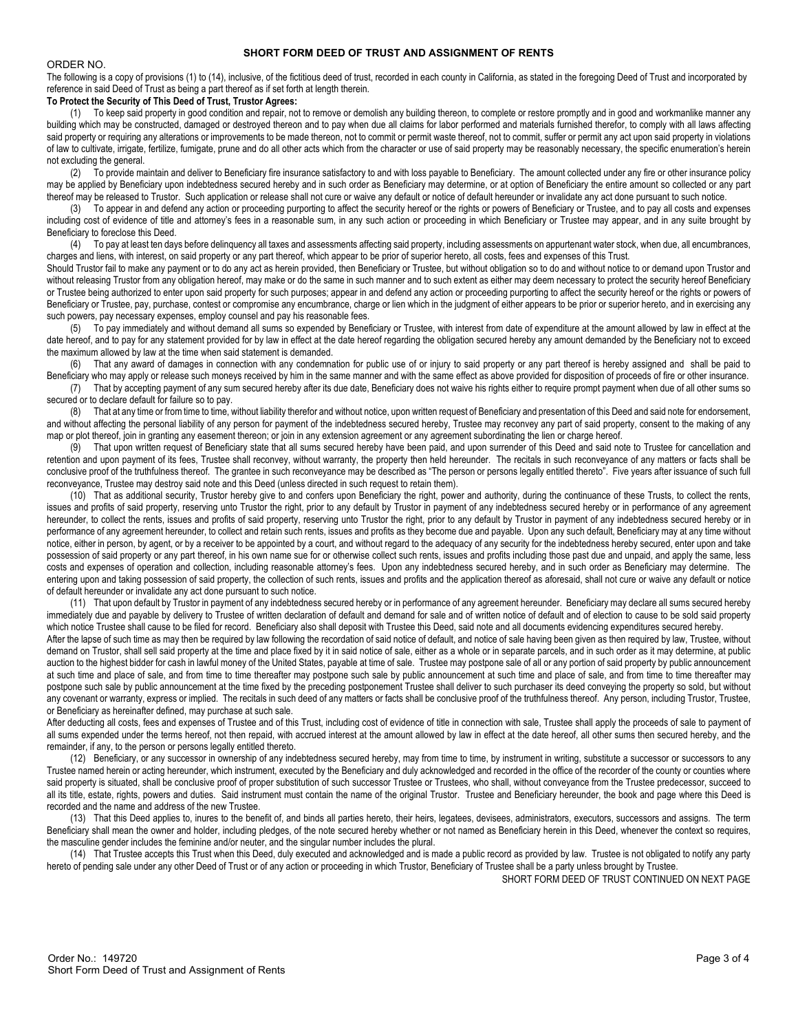## SHORT FORM DEED OF TRUST AND ASSIGNMENT OF RENTS

ORDER NO.

The following is a copy of provisions (1) to (14), inclusive, of the fictitious deed of trust, recorded in each county in California, as stated in the foregoing Deed of Trust and incorporated by reference in said Deed of Trust as being a part thereof as if set forth at length therein.

**To Protect the Security of This Deed of Trust, Trustor Agrees:**

(1) To keep said property in good condition and repair, not to remove or demolish any building thereon, to complete or restore promptly and in good and workmanlike manner any building which may be constructed, damaged or destroyed thereon and to pay when due all claims for labor performed and materials furnished therefor, to comply with all laws affecting said property or requiring any alterations or improvements to be made thereon, not to commit or permit waste thereof, not to commit, suffer or permit any act upon said property in violations of law to cultivate, irrigate, fertilize, fumigate, prune and do all other acts which from the character or use of said property may be reasonably necessary, the specific enumeration's herein not excluding the general.

(2) To provide maintain and deliver to Beneficiary fire insurance satisfactory to and with loss payable to Beneficiary. The amount collected under any fire or other insurance policy may be applied by Beneficiary upon indebtedness secured hereby and in such order as Beneficiary may determine, or at option of Beneficiary the entire amount so collected or any part thereof may be released to Trustor. Such application or release shall not cure or waive any default or notice of default hereunder or invalidate any act done pursuant to such notice.

(3) To appear in and defend any action or proceeding purporting to affect the security hereof or the rights or powers of Beneficiary or Trustee, and to pay all costs and expenses including cost of evidence of title and attorney's fees in a reasonable sum, in any such action or proceeding in which Beneficiary or Trustee may appear, and in any suite brought by Beneficiary to foreclose this Deed.

(4) To pay at least ten days before delinquency all taxes and assessments affecting said property, including assessments on appurtenant water stock, when due, all encumbrances, charges and liens, with interest, on said property or any part thereof, which appear to be prior of superior hereto, all costs, fees and expenses of this Trust.

Should Trustor fail to make any payment or to do any act as herein provided, then Beneficiary or Trustee, but without obligation so to do and without notice to or demand upon Trustor and without releasing Trustor from any obligation hereof, may make or do the same in such manner and to such extent as either may deem necessary to protect the security hereof Beneficiary or Trustee being authorized to enter upon said property for such purposes; appear in and defend any action or proceeding purporting to affect the security hereof or the rights or powers of Beneficiary or Trustee, pay, purchase, contest or compromise any encumbrance, charge or lien which in the judgment of either appears to be prior or superior hereto, and in exercising any such powers, pay necessary expenses, employ counsel and pay his reasonable fees.

(5) To pay immediately and without demand all sums so expended by Beneficiary or Trustee, with interest from date of expenditure at the amount allowed by law in effect at the date hereof, and to pay for any statement provided for by law in effect at the date hereof regarding the obligation secured hereby any amount demanded by the Beneficiary not to exceed the maximum allowed by law at the time when said statement is demanded.

(6) That any award of damages in connection with any condemnation for public use of or injury to said property or any part thereof is hereby assigned and shall be paid to Beneficiary who may apply or release such moneys received by him in the same manner and with the same effect as above provided for disposition of proceeds of fire or other insurance.

(7) That by accepting payment of any sum secured hereby after its due date, Beneficiary does not waive his rights either to require prompt payment when due of all other sums so secured or to declare default for failure so to pay.

(8) That at any time or from time to time, without liability therefor and without notice, upon written request of Beneficiary and presentation of this Deed and said note for endorsement, and without affecting the personal liability of any person for payment of the indebtedness secured hereby, Trustee may reconvey any part of said property, consent to the making of any map or plot thereof, join in granting any easement thereon; or join in any extension agreement or any agreement subordinating the lien or charge hereof.

(9) That upon written request of Beneficiary state that all sums secured hereby have been paid, and upon surrender of this Deed and said note to Trustee for cancellation and retention and upon payment of its fees, Trustee shall reconvey, without warranty, the property then held hereunder. The recitals in such reconveyance of any matters or facts shall be conclusive proof of the truthfulness thereof. The grantee in such reconveyance may be described as "The person or persons legally entitled thereto". Five years after issuance of such full reconveyance, Trustee may destroy said note and this Deed (unless directed in such request to retain them).

(10) That as additional security, Trustor hereby give to and confers upon Beneficiary the right, power and authority, during the continuance of these Trusts, to collect the rents, issues and profits of said property, reserving unto Trustor the right, prior to any default by Trustor in payment of any indebtedness secured hereby or in performance of any agreement hereunder, to collect the rents, issues and profits of said property, reserving unto Trustor the right, prior to any default by Trustor in payment of any indebtedness secured hereby or in performance of any agreement hereunder, to collect and retain such rents, issues and profits as they become due and payable. Upon any such default, Beneficiary may at any time without notice, either in person, by agent, or by a receiver to be appointed by a court, and without regard to the adequacy of any security for the indebtedness hereby secured, enter upon and take possession of said property or any part thereof, in his own name sue for or otherwise collect such rents, issues and profits including those past due and unpaid, and apply the same, less costs and expenses of operation and collection, including reasonable attorney's fees. Upon any indebtedness secured hereby, and in such order as Beneficiary may determine. The entering upon and taking possession of said property, the collection of such rents, issues and profits and the application thereof as aforesaid, shall not cure or waive any default or notice of default hereunder or invalidate any act done pursuant to such notice.

(11) That upon default by Trustor in payment of any indebtedness secured hereby or in performance of any agreement hereunder. Beneficiary may declare all sums secured hereby immediately due and payable by delivery to Trustee of written declaration of default and demand for sale and of written notice of default and of election to cause to be sold said property which notice Trustee shall cause to be filed for record. Beneficiary also shall deposit with Trustee this Deed, said note and all documents evidencing expenditures secured hereby.

After the lapse of such time as may then be required by law following the recordation of said notice of default, and notice of sale having been given as then required by law, Trustee, without demand on Trustor, shall sell said property at the time and place fixed by it in said notice of sale, either as a whole or in separate parcels, and in such order as it may determine, at public auction to the highest bidder for cash in lawful money of the United States, payable at time of sale. Trustee may postpone sale of all or any portion of said property by public announcement at such time and place of sale, and from time to time thereafter may postpone such sale by public announcement at such time and place of sale, and from time to time thereafter may postpone such sale by public announcement at the time fixed by the preceding postponement Trustee shall deliver to such purchaser its deed conveying the property so sold, but without any covenant or warranty, express or implied. The recitals in such deed of any matters or facts shall be conclusive proof of the truthfulness thereof. Any person, including Trustor, Trustee, or Beneficiary as hereinafter defined, may purchase at such sale.

After deducting all costs, fees and expenses of Trustee and of this Trust, including cost of evidence of title in connection with sale, Trustee shall apply the proceeds of sale to payment of all sums expended under the terms hereof, not then repaid, with accrued interest at the amount allowed by law in effect at the date hereof, all other sums then secured hereby, and the remainder, if any, to the person or persons legally entitled thereto.

(12) Beneficiary, or any successor in ownership of any indebtedness secured hereby, may from time to time, by instrument in writing, substitute a successor or successors to any Trustee named herein or acting hereunder, which instrument, executed by the Beneficiary and duly acknowledged and recorded in the office of the recorder of the county or counties where said property is situated, shall be conclusive proof of proper substitution of such successor Trustee or Trustees, who shall, without conveyance from the Trustee predecessor, succeed to all its title, estate, rights, powers and duties. Said instrument must contain the name of the original Trustor. Trustee and Beneficiary hereunder, the book and page where this Deed is recorded and the name and address of the new Trustee.

(13) That this Deed applies to, inures to the benefit of, and binds all parties hereto, their heirs, legatees, devisees, administrators, executors, successors and assigns. The term Beneficiary shall mean the owner and holder, including pledges, of the note secured hereby whether or not named as Beneficiary herein in this Deed, whenever the context so requires, the masculine gender includes the feminine and/or neuter, and the singular number includes the plural.

(14) That Trustee accepts this Trust when this Deed, duly executed and acknowledged and is made a public record as provided by law. Trustee is not obligated to notify any party hereto of pending sale under any other Deed of Trust or of any action or proceeding in which Trustor, Beneficiary of Trustee shall be a party unless brought by Trustee.

SHORT FORM DEED OF TRUST CONTINUED ON NEXT PAGE

Order No.: 149720
Short Form Deed of Trust and Assignment of Rents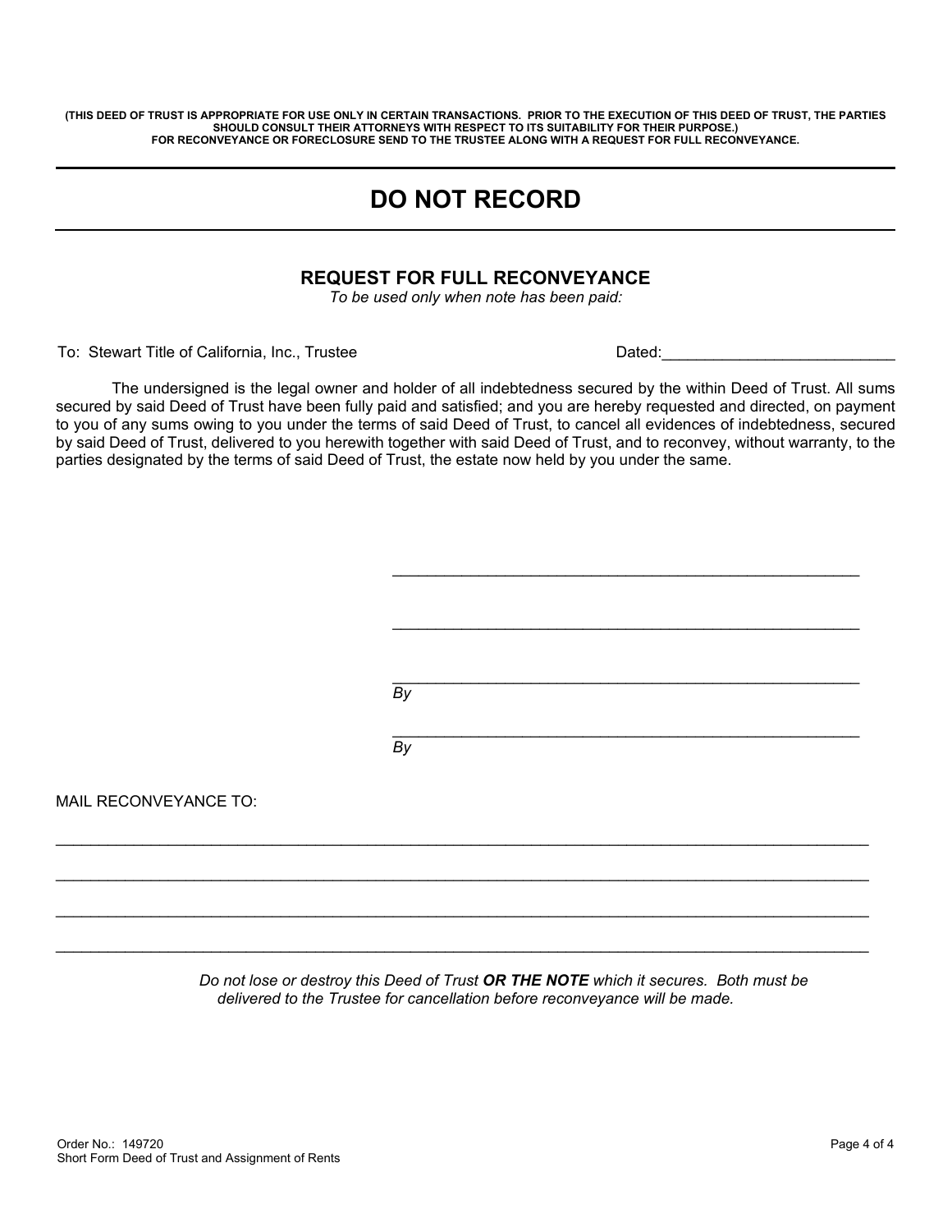**(THIS DEED OF TRUST IS APPROPRIATE FOR USE ONLY IN CERTAIN TRANSACTIONS. PRIOR TO THE EXECUTION OF THIS DEED OF TRUST, THE PARTIES SHOULD CONSULT THEIR ATTORNEYS WITH RESPECT TO ITS SUITABILITY FOR THEIR PURPOSE.)**
**FOR RECONVEYANCE OR FORECLOSURE SEND TO THE TRUSTEE ALONG WITH A REQUEST FOR FULL RECONVEYANCE.**

---

# DO NOT RECORD

---

## REQUEST FOR FULL RECONVEYANCE

*To be used only when note has been paid:*

To: Stewart Title of California, Inc., Trustee                                        Dated:___________________________

The undersigned is the legal owner and holder of all indebtedness secured by the within Deed of Trust. All sums secured by said Deed of Trust have been fully paid and satisfied; and you are hereby requested and directed, on payment to you of any sums owing to you under the terms of said Deed of Trust, to cancel all evidences of indebtedness, secured by said Deed of Trust, delivered to you herewith together with said Deed of Trust, and to reconvey, without warranty, to the parties designated by the terms of said Deed of Trust, the estate now held by you under the same.

_____________________________________________________

_____________________________________________________

_____________________________________________________
*By*

_____________________________________________________
*By*

MAIL RECONVEYANCE TO:

_____________________________________________________________________________________

_____________________________________________________________________________________

_____________________________________________________________________________________

_____________________________________________________________________________________

*Do not lose or destroy this Deed of Trust **OR THE NOTE** which it secures. Both must be delivered to the Trustee for cancellation before reconveyance will be made.*

Order No.: 149720
Short Form Deed of Trust and Assignment of Rents